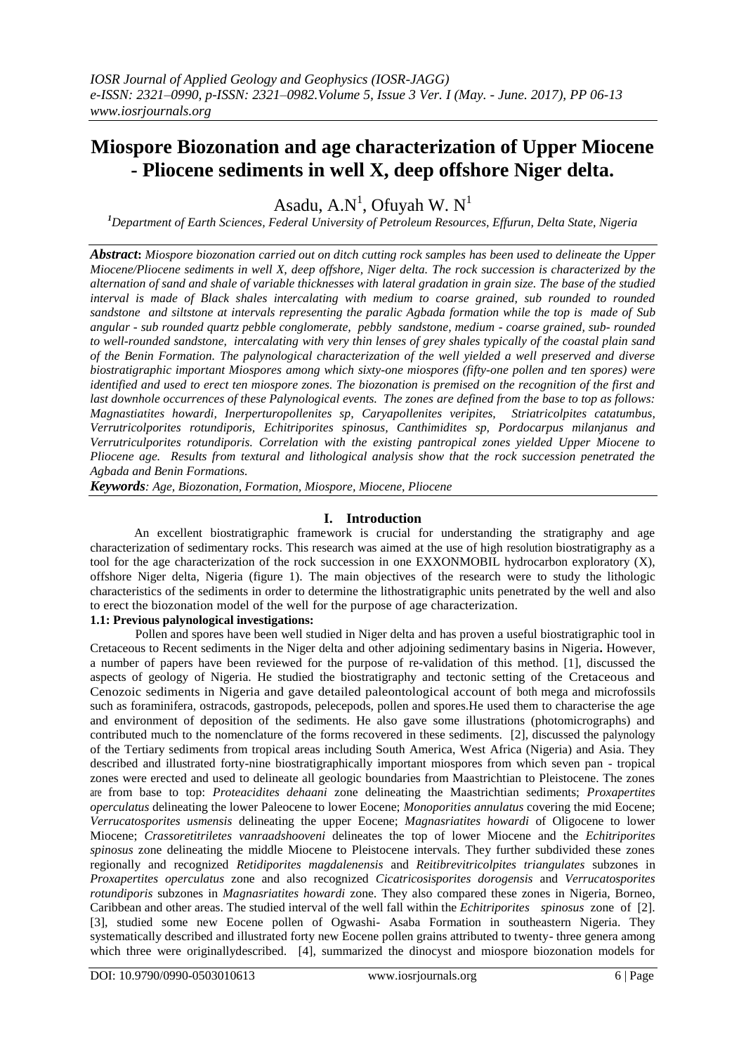# Miospore Biozonation and age characterization of Upper Miocene - Pliocene sediments in well X, deep offshore Niger delta.

Asadu, A.N[1], Ofuyah W. N[1]

[1]Department of Earth Sciences, Federal University of Petroleum Resources, Effurun, Delta State, Nigeria

***Abstract*:** *Miospore biozonation carried out on ditch cutting rock samples has been used to delineate the Upper Miocene/Pliocene sediments in well X, deep offshore, Niger delta. The rock succession is characterized by the alternation of sand and shale of variable thicknesses with lateral gradation in grain size. The base of the studied interval is made of Black shales intercalating with medium to coarse grained, sub rounded to rounded sandstone and siltstone at intervals representing the paralic Agbada formation while the top is made of Sub angular - sub rounded quartz pebble conglomerate, pebbly sandstone, medium - coarse grained, sub- rounded to well-rounded sandstone, intercalating with very thin lenses of grey shales typically of the coastal plain sand of the Benin Formation. The palynological characterization of the well yielded a well preserved and diverse biostratigraphic important Miospores among which sixty-one miospores (fifty-one pollen and ten spores) were identified and used to erect ten miospore zones. The biozonation is premised on the recognition of the first and last downhole occurrences of these Palynological events. The zones are defined from the base to top as follows: Magnastiatites howardi, Inerperturopollenites sp, Caryapollenites veripites, Striatricolpites catatumbus, Verrutricolporites rotundiporis, Echitriporites spinosus, Canthimidites sp, Pordocarpus milanjanus and Verrutriculporites rotundiporis. Correlation with the existing pantropical zones yielded Upper Miocene to Pliocene age. Results from textural and lithological analysis show that the rock succession penetrated the Agbada and Benin Formations.*

***Keywords****: Age, Biozonation, Formation, Miospore, Miocene, Pliocene*

## I. Introduction

An excellent biostratigraphic framework is crucial for understanding the stratigraphy and age characterization of sedimentary rocks. This research was aimed at the use of high resolution biostratigraphy as a tool for the age characterization of the rock succession in one EXXONMOBIL hydrocarbon exploratory (X), offshore Niger delta, Nigeria (figure 1). The main objectives of the research were to study the lithologic characteristics of the sediments in order to determine the lithostratigraphic units penetrated by the well and also to erect the biozonation model of the well for the purpose of age characterization.

### 1.1: Previous palynological investigations:

Pollen and spores have been well studied in Niger delta and has proven a useful biostratigraphic tool in Cretaceous to Recent sediments in the Niger delta and other adjoining sedimentary basins in Nigeria**.** However, a number of papers have been reviewed for the purpose of re-validation of this method. [1], discussed the aspects of geology of Nigeria. He studied the biostratigraphy and tectonic setting of the Cretaceous and Cenozoic sediments in Nigeria and gave detailed paleontological account of both mega and microfossils such as foraminifera, ostracods, gastropods, pelecepods, pollen and spores.He used them to characterise the age and environment of deposition of the sediments. He also gave some illustrations (photomicrographs) and contributed much to the nomenclature of the forms recovered in these sediments. [2], discussed the palynology of the Tertiary sediments from tropical areas including South America, West Africa (Nigeria) and Asia. They described and illustrated forty-nine biostratigraphically important miospores from which seven pan - tropical zones were erected and used to delineate all geologic boundaries from Maastrichtian to Pleistocene. The zones are from base to top: *Proteacidites dehaani* zone delineating the Maastrichtian sediments; *Proxapertites operculatus* delineating the lower Paleocene to lower Eocene; *Monoporites annulatus* covering the mid Eocene; *Verrucatosporites usmensis* delineating the upper Eocene; *Magnasriatites howardi* of Oligocene to lower Miocene; *Crassoretitriletes vanraadshooveni* delineates the top of lower Miocene and the *Echitriporites spinosus* zone delineating the middle Miocene to Pleistocene intervals. They further subdivided these zones regionally and recognized *Retidiporites magdalenensis* and *Reitibrevitricolpites triangulates* subzones in *Proxapertites operculatus* zone and also recognized *Cicatricosisporites dorogensis* and *Verrucatosporites rotundiporis* subzones in *Magnasriatites howardi* zone. They also compared these zones in Nigeria, Borneo, Caribbean and other areas. The studied interval of the well fall within the *Echitriporites spinosus* zone of [2]. [3], studied some new Eocene pollen of Ogwashi- Asaba Formation in southeastern Nigeria. They systematically described and illustrated forty new Eocene pollen grains attributed to twenty- three genera among which three were originallydescribed. [4], summarized the dinocyst and miospore biozonation models for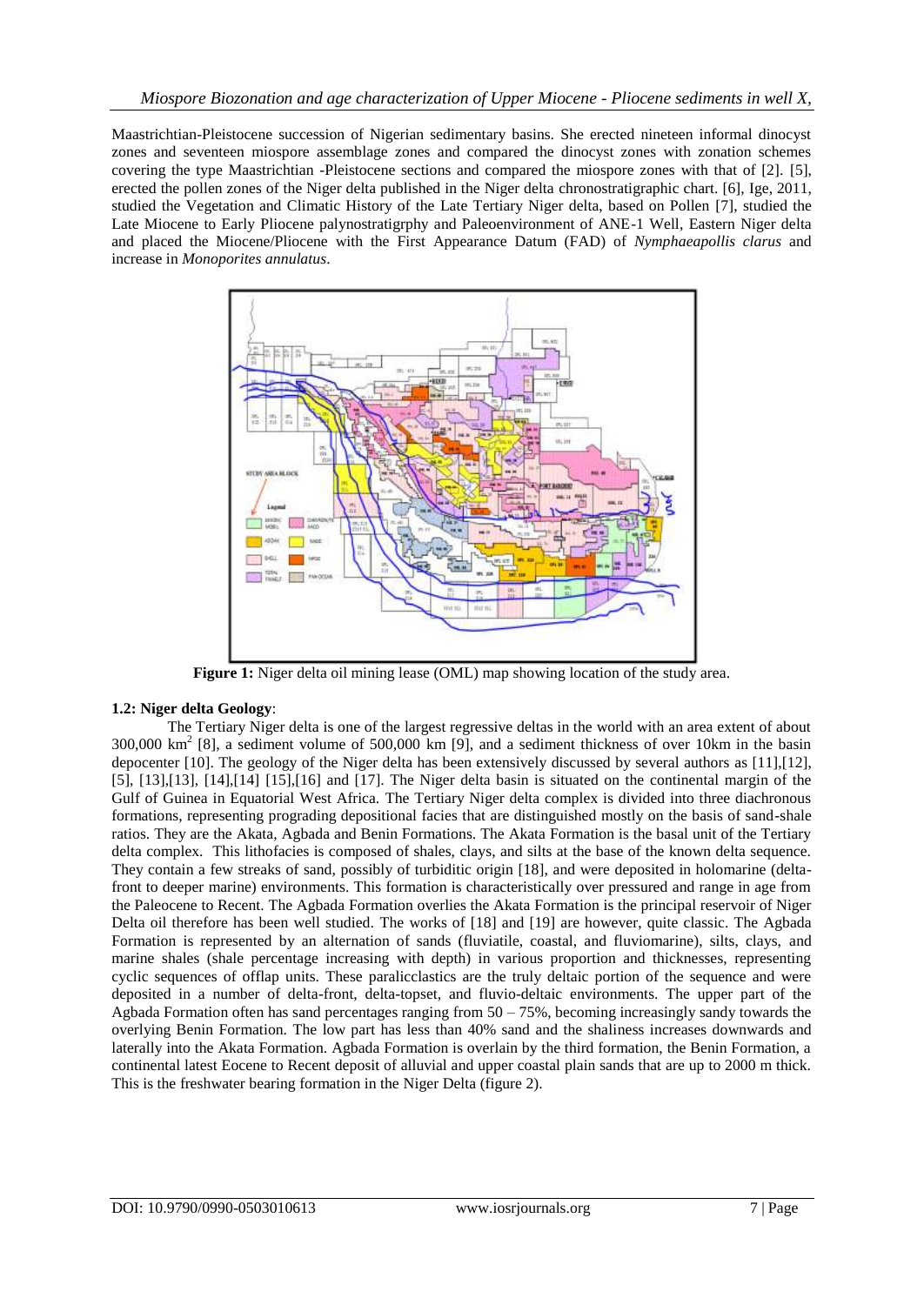Maastrichtian-Pleistocene succession of Nigerian sedimentary basins. She erected nineteen informal dinocyst zones and seventeen miospore assemblage zones and compared the dinocyst zones with zonation schemes covering the type Maastrichtian -Pleistocene sections and compared the miospore zones with that of [2]. [5], erected the pollen zones of the Niger delta published in the Niger delta chronostratigraphic chart. [6], Ige, 2011, studied the Vegetation and Climatic History of the Late Tertiary Niger delta, based on Pollen [7], studied the Late Miocene to Early Pliocene palynostratigrphy and Paleoenvironment of ANE-1 Well, Eastern Niger delta and placed the Miocene/Pliocene with the First Appearance Datum (FAD) of *Nymphaeapollis clarus* and increase in *Monoporites annulatus*.

**Figure 1:** Niger delta oil mining lease (OML) map showing location of the study area.

### 1.2: Niger delta Geology:

The Tertiary Niger delta is one of the largest regressive deltas in the world with an area extent of about 300,000 km$^2$ [8], a sediment volume of 500,000 km [9], and a sediment thickness of over 10km in the basin depocenter [10]. The geology of the Niger delta has been extensively discussed by several authors as [11],[12], [5], [13],[13], [14],[14] [15],[16] and [17]. The Niger delta basin is situated on the continental margin of the Gulf of Guinea in Equatorial West Africa. The Tertiary Niger delta complex is divided into three diachronous formations, representing prograding depositional facies that are distinguished mostly on the basis of sand-shale ratios. They are the Akata, Agbada and Benin Formations. The Akata Formation is the basal unit of the Tertiary delta complex. This lithofacies is composed of shales, clays, and silts at the base of the known delta sequence. They contain a few streaks of sand, possibly of turbiditic origin [18], and were deposited in holomarine (delta-front to deeper marine) environments. This formation is characteristically over pressured and range in age from the Paleocene to Recent. The Agbada Formation overlies the Akata Formation is the principal reservoir of Niger Delta oil therefore has been well studied. The works of [18] and [19] are however, quite classic. The Agbada Formation is represented by an alternation of sands (fluviatile, coastal, and fluviomarine), silts, clays, and marine shales (shale percentage increasing with depth) in various proportion and thicknesses, representing cyclic sequences of offlap units. These paralicclastics are the truly deltaic portion of the sequence and were deposited in a number of delta-front, delta-topset, and fluvio-deltaic environments. The upper part of the Agbada Formation often has sand percentages ranging from 50 – 75%, becoming increasingly sandy towards the overlying Benin Formation. The low part has less than 40% sand and the shaliness increases downwards and laterally into the Akata Formation. Agbada Formation is overlain by the third formation, the Benin Formation, a continental latest Eocene to Recent deposit of alluvial and upper coastal plain sands that are up to 2000 m thick. This is the freshwater bearing formation in the Niger Delta (figure 2).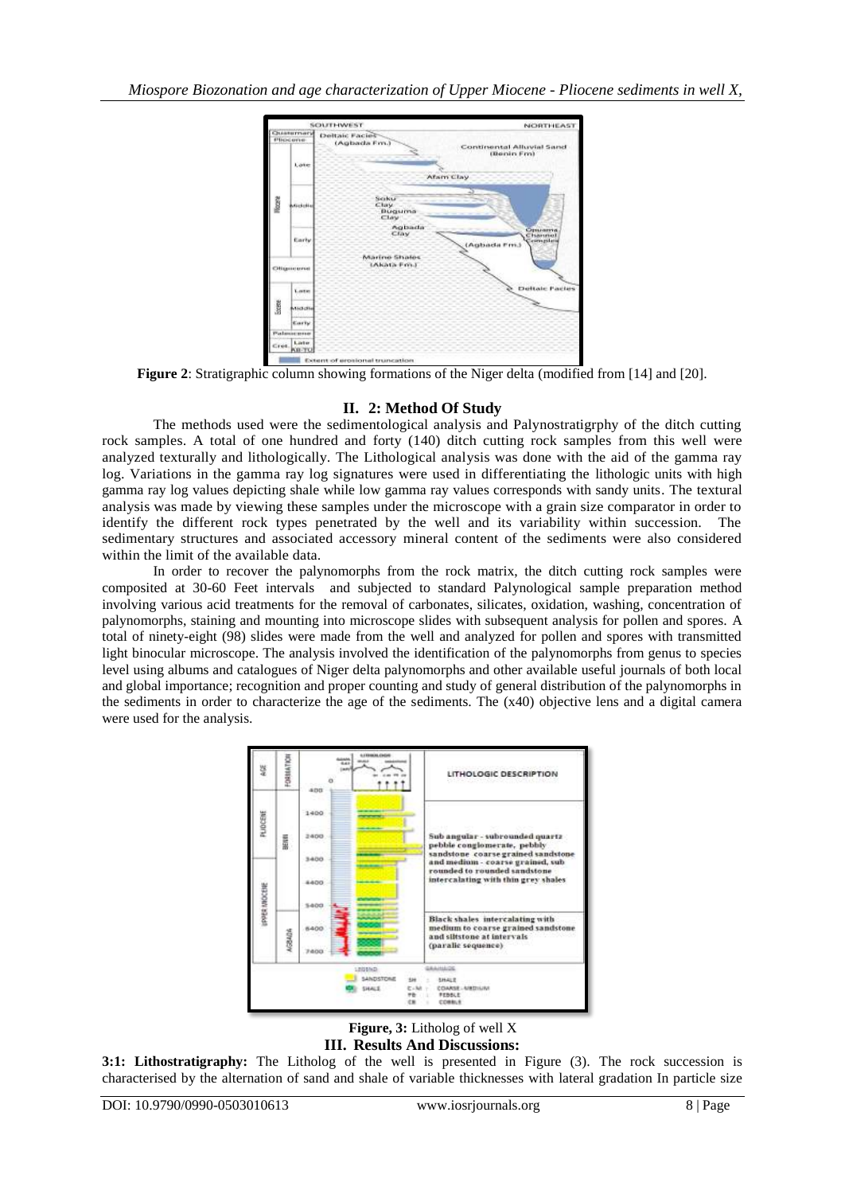SOUTHWEST

NORTHEAST

Quaternary

Pliocene

Deltaic Facies (Agbada Fm.)

Continental Alluvial Sand (Benin Fm)

Miocene

Late

Middle

Early

Afam Clay

Soku Clay

Buguma Clay

Agbada Clay

(Agbada Fm.)

Opuama Channel Complex

Oligocene

Marine Shales (Akata Fm.)

Eocene

Late

Middle

Early

Deltaic Facies

Paleocene

Cret.

Late

KB-TU

Extent of erosional truncation

**Figure 2**: Stratigraphic column showing formations of the Niger delta (modified from [14] and [20].

## II. 2: Method Of Study

The methods used were the sedimentological analysis and Palynostratigrphy of the ditch cutting rock samples. A total of one hundred and forty (140) ditch cutting rock samples from this well were analyzed texturally and lithologically. The Lithological analysis was done with the aid of the gamma ray log. Variations in the gamma ray log signatures were used in differentiating the lithologic units with high gamma ray log values depicting shale while low gamma ray values corresponds with sandy units. The textural analysis was made by viewing these samples under the microscope with a grain size comparator in order to identify the different rock types penetrated by the well and its variability within succession. The sedimentary structures and associated accessory mineral content of the sediments were also considered within the limit of the available data.

In order to recover the palynomorphs from the rock matrix, the ditch cutting rock samples were composited at 30-60 Feet intervals and subjected to standard Palynological sample preparation method involving various acid treatments for the removal of carbonates, silicates, oxidation, washing, concentration of palynomorphs, staining and mounting into microscope slides with subsequent analysis for pollen and spores. A total of ninety-eight (98) slides were made from the well and analyzed for pollen and spores with transmitted light binocular microscope. The analysis involved the identification of the palynomorphs from genus to species level using albums and catalogues of Niger delta palynomorphs and other available useful journals of both local and global importance; recognition and proper counting and study of general distribution of the palynomorphs in the sediments in order to characterize the age of the sediments. The (x40) objective lens and a digital camera were used for the analysis.

AGE

FORMATION

LITHOLOGY

0

400

1400

2400

3400

4400

5400

6400

7400

PLIOCENE

UPPER MIOCENE

BENIN

AGBADA

LITHOLOGIC DESCRIPTION

Sub angular - subrounded quartz pebble conglomerate, pebbly sandstone coarse grained sandstone and medium - coarse grained, sub rounded to rounded sandstone intercalating with thin grey shales

Black shales intercalating with medium to coarse grained sandstone and siltstone at intervals (paralic sequence)

LEGEND

SANDSTONE

SHALE

GRAINSIZE

SH : SHALE

C-M : COARSE - MEDIUM

PB : PEBBLE

CB : COBBLE

**Figure, 3:** Litholog of well X

## III. Results And Discussions:

**3:1: Lithostratigraphy:** The Litholog of the well is presented in Figure (3). The rock succession is characterised by the alternation of sand and shale of variable thicknesses with lateral gradation In particle size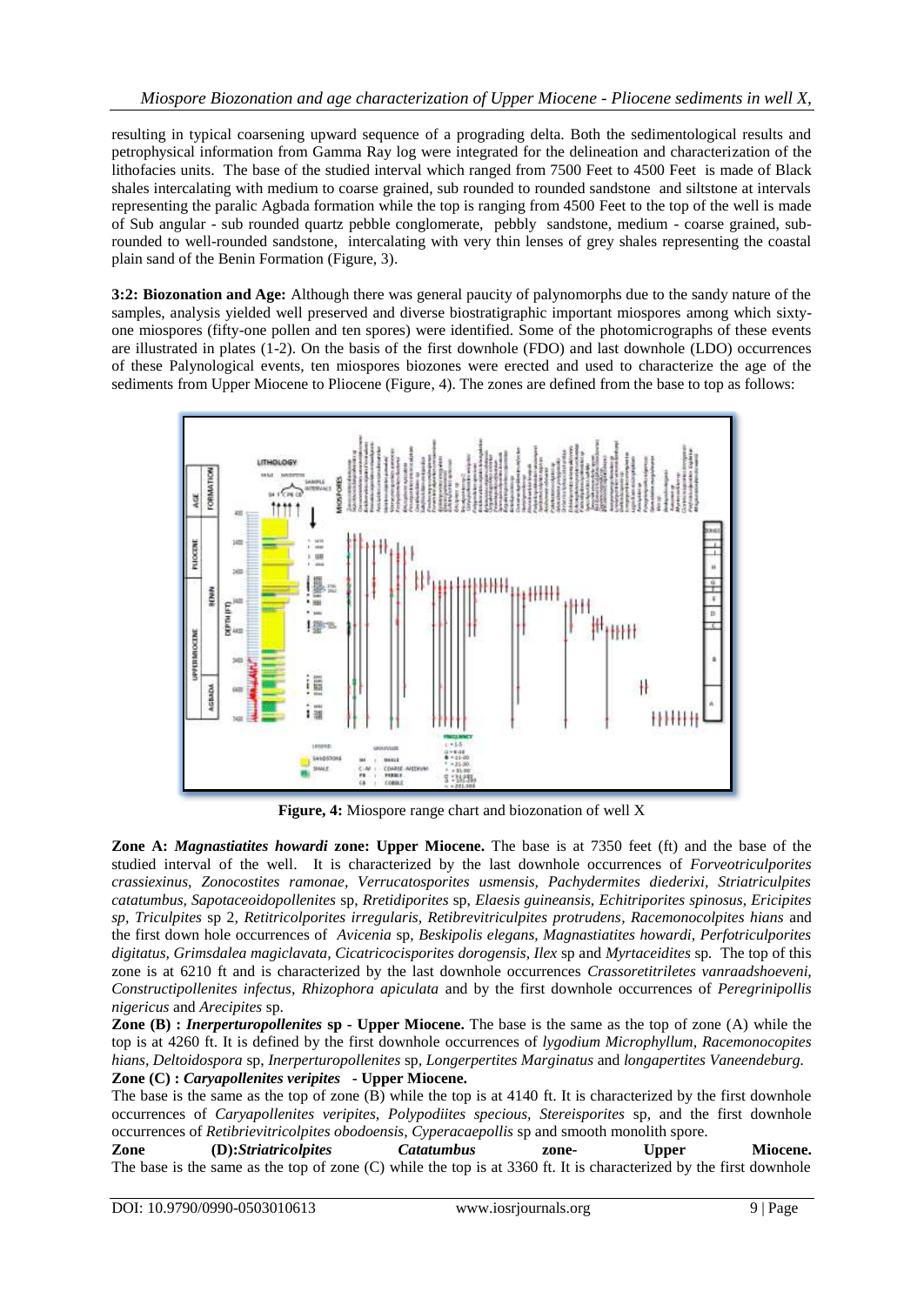resulting in typical coarsening upward sequence of a prograding delta. Both the sedimentological results and petrophysical information from Gamma Ray log were integrated for the delineation and characterization of the lithofacies units. The base of the studied interval which ranged from 7500 Feet to 4500 Feet is made of Black shales intercalating with medium to coarse grained, sub rounded to rounded sandstone and siltstone at intervals representing the paralic Agbada formation while the top is ranging from 4500 Feet to the top of the well is made of Sub angular - sub rounded quartz pebble conglomerate, pebbly sandstone, medium - coarse grained, sub-rounded to well-rounded sandstone, intercalating with very thin lenses of grey shales representing the coastal plain sand of the Benin Formation (Figure, 3).

**3:2: Biozonation and Age:** Although there was general paucity of palynomorphs due to the sandy nature of the samples, analysis yielded well preserved and diverse biostratigraphic important miospores among which sixty-one miospores (fifty-one pollen and ten spores) were identified. Some of the photomicrographs of these events are illustrated in plates (1-2). On the basis of the first downhole (FDO) and last downhole (LDO) occurrences of these Palynological events, ten miospores biozones were erected and used to characterize the age of the sediments from Upper Miocene to Pliocene (Figure, 4). The zones are defined from the base to top as follows:

**Figure, 4:** Miospore range chart and biozonation of well X

**Zone A:** ***Magnastiatites howardi*** **zone: Upper Miocene.** The base is at 7350 feet (ft) and the base of the studied interval of the well. It is characterized by the last downhole occurrences of *Forveotriculporites crassiexinus, Zonocostites ramonae, Verrucatosporites usmensis, Pachydermites diederixi, Striatriculpites catatumbus, Sapotaceoidopollenites* sp*, Rretidiporites* sp*, Elaesis guineansis, Echitriporites spinosus, Ericipites sp, Triculpites* sp 2*, Retitricolporites irregularis, Retibrevitriculpites protrudens, Racemonocolpites hians* and the first down hole occurrences of *Avicenia* sp, *Beskipolis elegans, Magnastiatites howardi, Perfotriculporites digitatus, Grimsdalea magiclavata, Cicatricocisporites dorogensis, Ilex* sp and *Myrtaceidites* sp*.* The top of this zone is at 6210 ft and is characterized by the last downhole occurrences *Crassoretitriletes vanraadshoeveni, Constructipollenites infectus, Rhizophora apiculata* and by the first downhole occurrences of *Peregrinipollis nigericus* and *Arecipites* sp.

**Zone (B) :** ***Inerperturopollenites*** **sp - Upper Miocene.** The base is the same as the top of zone (A) while the top is at 4260 ft. It is defined by the first downhole occurrences of *lygodium Microphyllum, Racemonocopites hians, Deltoidospora* sp*, Inerperturopollenites* sp*, Longerpertites Marginatus* and *longapertites Vaneendeburg.*

**Zone (C) :** ***Caryapollenites veripites*** **- Upper Miocene.**

The base is the same as the top of zone (B) while the top is at 4140 ft. It is characterized by the first downhole occurrences of *Caryapollenites veripites, Polypodiites specious, Stereisporites* sp, and the first downhole occurrences of *Retibrievitricolpites obodoensis, Cyperacaepollis* sp and smooth monolith spore.

**Zone (D):*****Striatricolpites Catatumbus*** **zone- Upper Miocene.**

The base is the same as the top of zone (C) while the top is at 3360 ft. It is characterized by the first downhole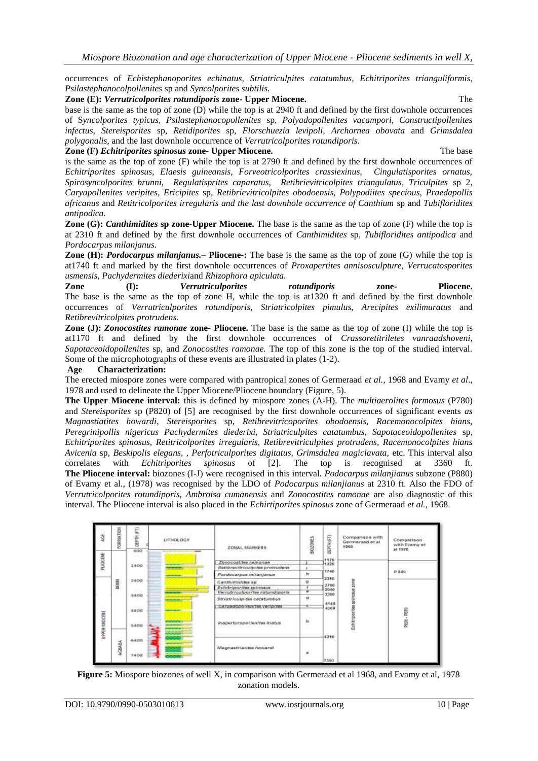occurrences of *Echistephanoporites echinatus, Striatriculpites catatumbus, Echitriporites trianguliformis, Psilastephanocolpollenites* sp and *Syncolporites subtilis.*

**Zone (E): *Verrutricolporites rotundiporis* zone- Upper Miocene.** The base is the same as the top of zone (D) while the top is at 2940 ft and defined by the first downhole occurrences of *Syncolporites typicus, Psilastephanocopollenites* sp, *Polyadopollenites vacampori, Constructipollenites infectus, Stereisporites* sp, *Retidiporites* sp, *Florschuezia levipoli, Archornea obovata* and *Grimsdalea polygonalis,* and the last downhole occurrence of *Verrutricolporites rotundiporis.*

**Zone (F) *Echitriporites spinosus* zone- Upper Miocene.** The base is the same as the top of zone (F) while the top is at 2790 ft and defined by the first downhole occurrences of *Echitriporites spinosus, Elaesis guineansis, Forveotricolporites crassiexinus, Cingulatisporites ornatus, Spirosyncolporites brunni, Regulatisprites caparatus, Retibrievitricolpites triangulatus, Triculpites* sp 2, *Caryapollenites veripites, Ericipites* sp, *Retibrievitricolpites obodoensis, Polypodiites specious, Praedapollis africanus* and *Retitricolporites irregularis and the last downhole occurrence of Canthium* sp and *Tubifloridites antipodica.*

**Zone (G): *Canthimidites* sp zone-Upper Miocene.** The base is the same as the top of zone (F) while the top is at 2310 ft and defined by the first downhole occurrences of *Canthimidites* sp, *Tubifloridites antipodica* and *Pordocarpus milanjanus.*

**Zone (H): *Pordocarpus milanjanus.*– Pliocene-:** The base is the same as the top of zone (G) while the top is at1740 ft and marked by the first downhole occurrences of *Proxapertites annisosculpture, Verrucatosporites usmensis, Pachydermites diederixi*and *Rhizophora apiculata.*

**Zone (I): *Verrutriculporites rotundiporis* zone- Pliocene.** The base is the same as the top of zone H, while the top is at1320 ft and defined by the first downhole occurrences of *Verrutriculporites rotundiporis, Striatricolpites pimulus, Arecipites exilimuratus* and *Retibrevitricolpites protrudens.*

**Zone (J): *Zonocostites ramonae* zone- Pliocene.** The base is the same as the top of zone (I) while the top is at1170 ft and defined by the first downhole occurrences of *Crassoretitriletes vanraadshoveni, Sapotaceoidopollenites* sp, and *Zonocostites ramonae.* The top of this zone is the top of the studied interval. Some of the microphotographs of these events are illustrated in plates (1-2).

**Age Characterization:**

The erected miospore zones were compared with pantropical zones of Germeraad *et al.,* 1968 and Evamy *et al*., 1978 and used to delineate the Upper Miocene/Pliocene boundary (Figure, 5).

**The Upper Miocene interval:** this is defined by miospore zones (A-H). The *multiaerolites formosus* (P780) and *Stereisporites* sp (P820) of [5] are recognised by the first downhole occurrences of significant events *as Magnastiatites howardi, Stereisporites* sp, *Retibrevitricoporites obodoensis, Racemonocolpites hians, Peregrinipollis nigericus Pachydermites diederixi, Striatriculpites catatumbus, Sapotaceoidopollenites* sp, *Echitriporites spinosus, Retitricolporites irregularis, Retibrevitricolpites protrudens, Racemonocolpites hians Avicenia* sp, *Beskipolis elegans, , Perfotriculporites digitatus, Grimsdalea magiclavata,* etc. This interval also correlates with *Echitriporites spinosus* of [2]. The top is recognised at 3360 ft. **The Pliocene interval:** biozones (I-J) were recognised in this interval. *Podocarpus milanjianus* subzone (P880) of Evamy et al., (1978) was recognised by the LDO of *Podocarpus milanjianus* at 2310 ft. Also the FDO of *Verrutricolporites rotundiporis, Ambroisa cumanensis* and *Zonocostites ramonae* are also diagnostic of this interval. The Pliocene interval is also placed in the *Echirtiporites spinosus* zone of Germeraad *et al.,* 1968.

AGE | FORMATION | DEPTH (FT) | LITHOLOGY | ZONAL MARKERS | BIOZONES | DEPTH (FT) | Comparison with Germeraad et al 1968 | Comparison with Evamy et al 1978

PLIOCENE
UPPER MIOCENE
BENIN
AGBADA
400
1400
2400
3400
4400
5400
6400
7400
Zonocostites ramonae
Retibrevitriculpites protrudens
Pordocarpus milanjanus
Canthimidites sp
Echitriporites spinosus
Verrutriculporites rotundiporis
Striatriculpites catatumbus
Caryapollenites veripites
Inaperturopollenites hiatus
Magnastriatites howardi
j
i
h
g
f
e
d
c
b
a
1170
1320
1740
2310
2790
2940
3360
4140
4260
6210
7350
Echitriporites spinosus zone
P 880
P820 - P870

**Figure 5:** Miospore biozones of well X, in comparison with Germeraad et al 1968, and Evamy et al, 1978 zonation models.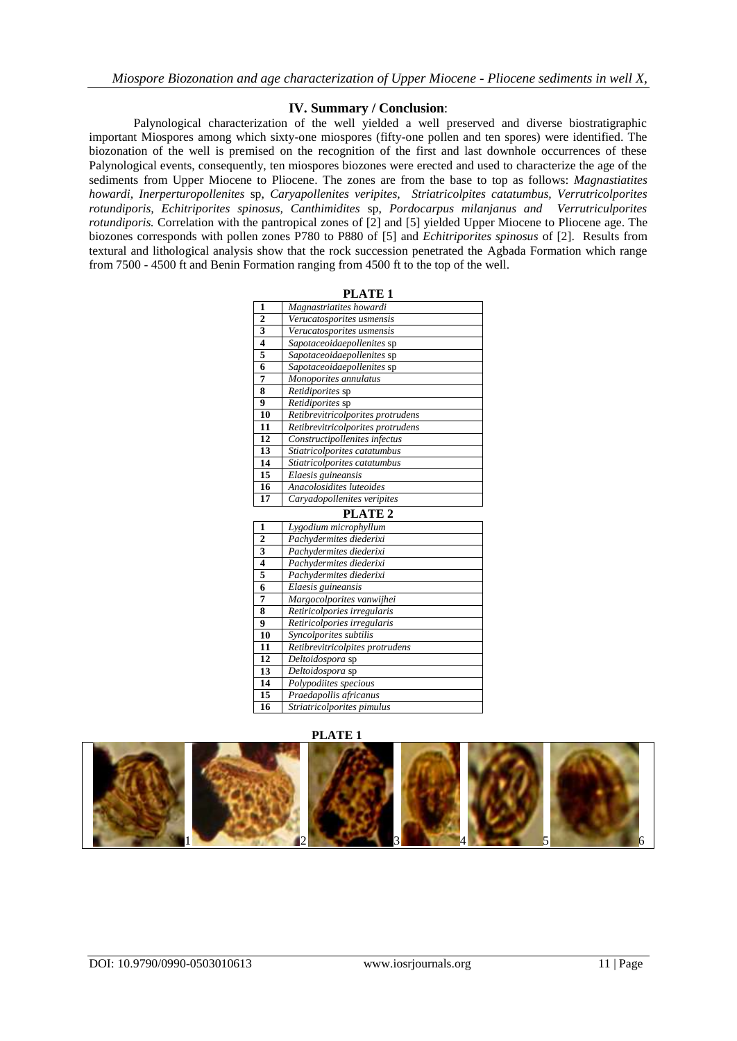## IV. Summary / Conclusion:

Palynological characterization of the well yielded a well preserved and diverse biostratigraphic important Miospores among which sixty-one miospores (fifty-one pollen and ten spores) were identified. The biozonation of the well is premised on the recognition of the first and last downhole occurrences of these Palynological events, consequently, ten miospores biozones were erected and used to characterize the age of the sediments from Upper Miocene to Pliocene. The zones are from the base to top as follows: *Magnastiatites howardi, Inerperturopollenites* sp, *Caryapollenites veripites, Striatricolpites catatumbus, Verrutricolporites rotundiporis, Echitriporites spinosus, Canthimidites* sp, *Pordocarpus milanjanus and Verrutriculporites rotundiporis.* Correlation with the pantropical zones of [2] and [5] yielded Upper Miocene to Pliocene age. The biozones corresponds with pollen zones P780 to P880 of [5] and *Echitriporites spinosus* of [2]. Results from textural and lithological analysis show that the rock succession penetrated the Agbada Formation which range from 7500 - 4500 ft and Benin Formation ranging from 4500 ft to the top of the well.

**PLATE 1**

| | |
|---|---|
| 1 | *Magnastriatites howardi* |
| 2 | *Verucatosporites usmensis* |
| 3 | *Verucatosporites usmensis* |
| 4 | *Sapotaceoidaepollenites* sp |
| 5 | *Sapotaceoidaepollenites* sp |
| 6 | *Sapotaceoidaepollenites* sp |
| 7 | *Monoporites annulatus* |
| 8 | *Retidiporites* sp |
| 9 | *Retidiporites* sp |
| 10 | *Retibrevitricolporites protrudens* |
| 11 | *Retibrevitricolporites protrudens* |
| 12 | *Constructipollenites infectus* |
| 13 | *Stiatricolporites catatumbus* |
| 14 | *Stiatricolporites catatumbus* |
| 15 | *Elaesis guineansis* |
| 16 | *Anacolosidites luteoides* |
| 17 | *Caryadopollenites veripites* |

**PLATE 2**

| | |
|---|---|
| 1 | *Lygodium microphyllum* |
| 2 | *Pachydermites diederixi* |
| 3 | *Pachydermites diederixi* |
| 4 | *Pachydermites diederixi* |
| 5 | *Pachydermites diederixi* |
| 6 | *Elaesis guineansis* |
| 7 | *Margocolporites vanwijhei* |
| 8 | *Retiricolpories irregularis* |
| 9 | *Retiricolpories irregularis* |
| 10 | *Syncolporites subtilis* |
| 11 | *Retibrevitricolpites protrudens* |
| 12 | *Deltoidospora* sp |
| 13 | *Deltoidospora* sp |
| 14 | *Polypodiites specious* |
| 15 | *Praedapollis africanus* |
| 16 | *Striatricolporites pimulus* |

**PLATE 1**

1 2 3 4 5 6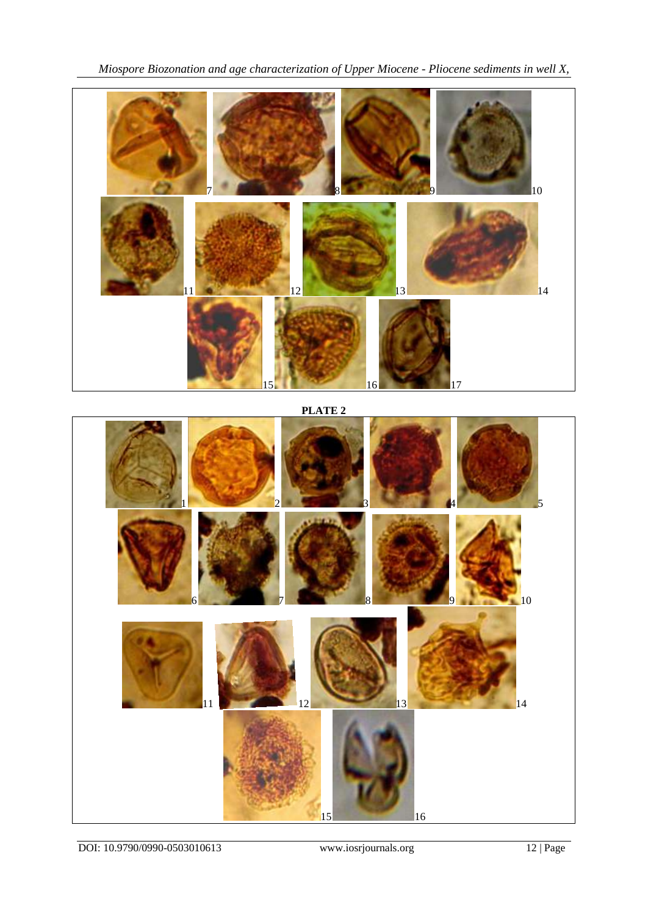7 8 9 10

11 12 13 14

15 16 17

**PLATE 2**

1 2 3 4 5

6 7 8 9 10

11 12 13 14

15 16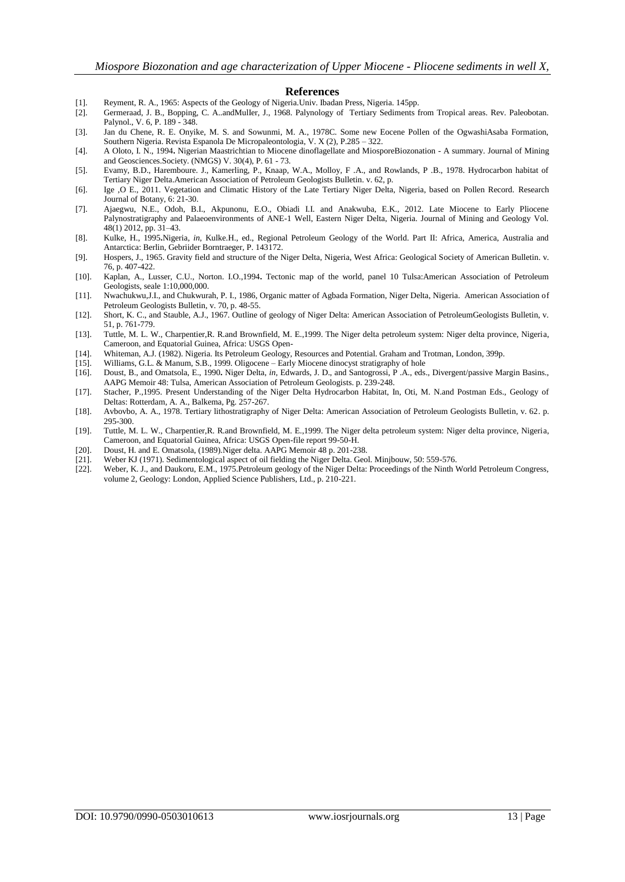## References

[1]. Reyment, R. A., 1965: Aspects of the Geology of Nigeria.Univ. Ibadan Press, Nigeria. 145pp.

[2]. Germeraad, J. B., Bopping, C. A..andMulIer, J., 1968. Palynology of Tertiary Sediments from Tropical areas. Rev. Paleobotan. Palynol., V. 6, P. 189 - 348.

[3]. Jan du Chene, R. E. Onyike, M. S. and Sowunmi, M. A., 1978C. Some new Eocene Pollen of the OgwashiAsaba Formation, Southern Nigeria. Revista Espanola De Micropaleontologia, V. X (2), P.285 – 322.

[4]. A Oloto, I. N., 1994**.** Nigerian Maastrichtian to Miocene dinoflagellate and MiosporeBiozonation - A summary. Journal of Mining and Geosciences.Society. (NMGS) V. 30(4), P. 61 - 73.

[5]. Evamy, B.D., Haremboure. J., Kamerling, P., Knaap, W.A., Molloy, F .A., and Rowlands, P .B., 1978. Hydrocarbon habitat of Tertiary Niger Delta.American Association of Petroleum Geologists Bulletin. v. 62, p.

[6]. Ige ,O E., 2011. Vegetation and Climatic History of the Late Tertiary Niger Delta, Nigeria, based on Pollen Record. Research Journal of Botany, 6: 21-30.

[7]. Ajaegwu, N.E., Odoh, B.I., Akpunonu, E.O., Obiadi I.I. and Anakwuba, E.K., 2012. Late Miocene to Early Pliocene Palynostratigraphy and Palaeoenvironments of ANE-1 Well, Eastern Niger Delta, Nigeria. Journal of Mining and Geology Vol. 48(1) 2012, pp. 31–43.

[8]. Kulke, H., 1995**.**Nigeria, *in*, Kulke.H., ed., Regional Petroleum Geology of the World. Part II: Africa, America, Australia and Antarctica: Berlin, Gebriider Borntraeger, P. 143172.

[9]. Hospers, J., 1965. Gravity field and structure of the Niger Delta, Nigeria, West Africa: Geological Society of American Bulletin. v. 76, p. 407-422.

[10]. Kaplan, A., Lusser, C.U., Norton. I.O.,1994**.** Tectonic map of the world, panel 10 Tulsa:American Association of Petroleum Geologists, seale 1:10,000,000.

[11]. Nwachukwu,J.I., and Chukwurah, P. I., 1986, Organic matter of Agbada Formation, Niger Delta, Nigeria. American Association of Petroleum Geologists Bulletin, v. 70, p. 48-55.

[12]. Short, K. C., and Stauble, A.J., 1967. Outline of geology of Niger Delta: American Association of PetroleumGeologists Bulletin, v. 51, p. 761-779.

[13]. Tuttle, M. L. W., Charpentier,R. R.and Brownfield, M. E.,1999. The Niger delta petroleum system: Niger delta province, Nigeria, Cameroon, and Equatorial Guinea, Africa: USGS Open-

[14]. Whiteman, A.J. (1982). Nigeria. Its Petroleum Geology, Resources and Potential. Graham and Trotman, London, 399p.

[15]. Williams, G.L. & Manum, S.B., 1999. Oligocene – Early Miocene dinocyst stratigraphy of hole

[16]. Doust, B., and Omatsola, E., 1990**.** Niger Delta, *in*, Edwards, J. D., and Santogrossi, P .A., eds., Divergent/passive Margin Basins., AAPG Memoir 48: Tulsa, American Association of Petroleum Geologists. p. 239-248.

[17]. Stacher, P.,1995. Present Understanding of the Niger Delta Hydrocarbon Habitat, In, Oti, M. N.and Postman Eds., Geology of Deltas: Rotterdam, A. A., Balkema, Pg. 257-267.

[18]. Avbovbo, A. A., 1978. Tertiary lithostratigraphy of Niger Delta: American Association of Petroleum Geologists Bulletin, v. 62. p. 295-300.

[19]. Tuttle, M. L. W., Charpentier,R. R.and Brownfield, M. E.,1999. The Niger delta petroleum system: Niger delta province, Nigeria, Cameroon, and Equatorial Guinea, Africa: USGS Open-file report 99-50-H.

[20]. Doust, H. and E. Omatsola, (1989).Niger delta. AAPG Memoir 48 p. 201-238.

[21]. Weber KJ (1971). Sedimentological aspect of oil fielding the Niger Delta. Geol. Minjbouw, 50: 559-576.

[22]. Weber, K. J., and Daukoru, E.M., 1975.Petroleum geology of the Niger Delta: Proceedings of the Ninth World Petroleum Congress, volume 2, Geology: London, Applied Science Publishers, Ltd., p. 210-221.